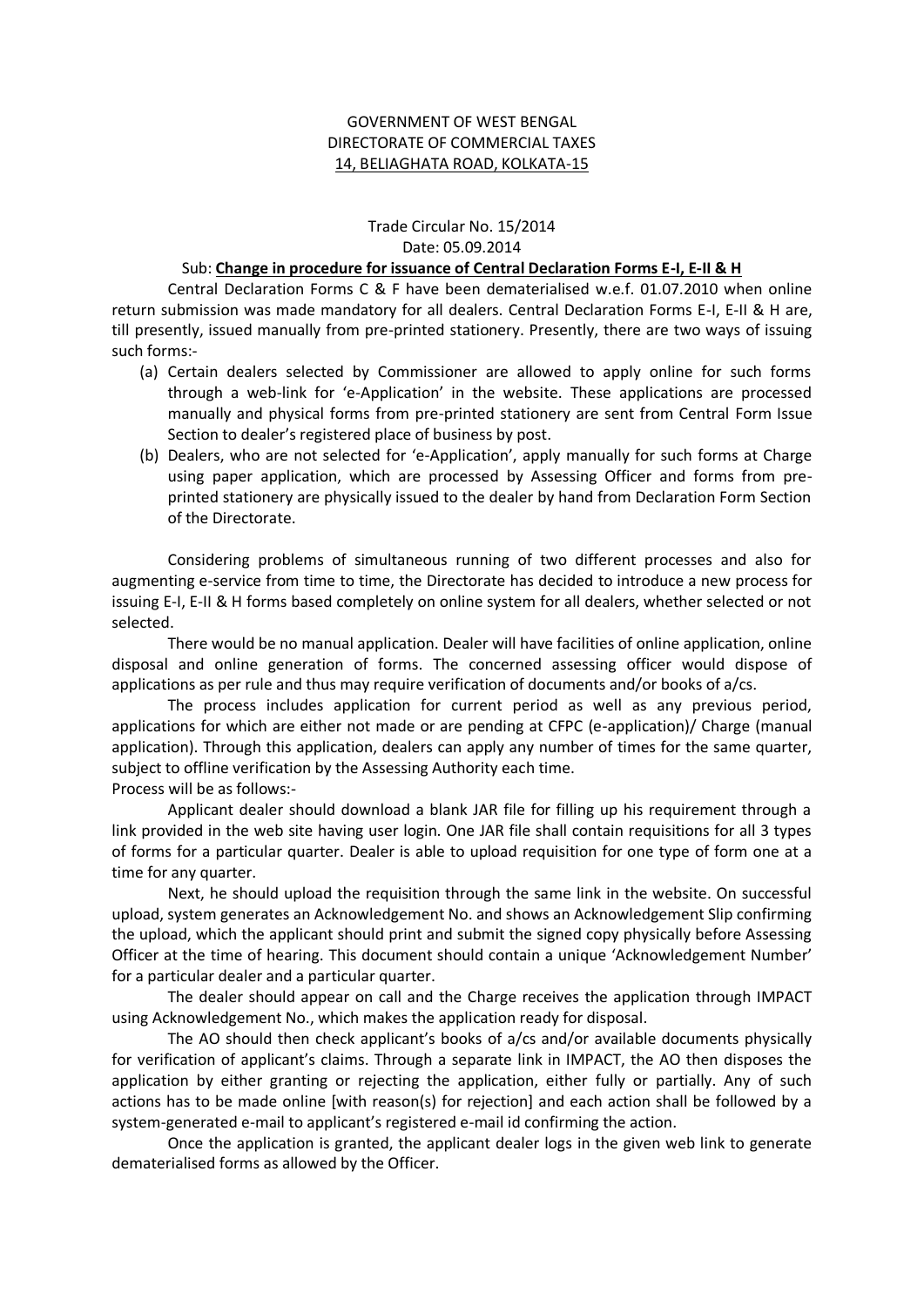GOVERNMENT OF WEST BENGAL
DIRECTORATE OF COMMERCIAL TAXES
14, BELIAGHATA ROAD, KOLKATA-15

Trade Circular No. 15/2014
Date: 05.09.2014

Sub: **Change in procedure for issuance of Central Declaration Forms E-I, E-II & H**

Central Declaration Forms C & F have been dematerialised w.e.f. 01.07.2010 when online return submission was made mandatory for all dealers. Central Declaration Forms E-I, E-II & H are, till presently, issued manually from pre-printed stationery. Presently, there are two ways of issuing such forms:-

(a) Certain dealers selected by Commissioner are allowed to apply online for such forms through a web-link for 'e-Application' in the website. These applications are processed manually and physical forms from pre-printed stationery are sent from Central Form Issue Section to dealer's registered place of business by post.

(b) Dealers, who are not selected for 'e-Application', apply manually for such forms at Charge using paper application, which are processed by Assessing Officer and forms from pre-printed stationery are physically issued to the dealer by hand from Declaration Form Section of the Directorate.

Considering problems of simultaneous running of two different processes and also for augmenting e-service from time to time, the Directorate has decided to introduce a new process for issuing E-I, E-II & H forms based completely on online system for all dealers, whether selected or not selected.

There would be no manual application. Dealer will have facilities of online application, online disposal and online generation of forms. The concerned assessing officer would dispose of applications as per rule and thus may require verification of documents and/or books of a/cs.

The process includes application for current period as well as any previous period, applications for which are either not made or are pending at CFPC (e-application)/ Charge (manual application). Through this application, dealers can apply any number of times for the same quarter, subject to offline verification by the Assessing Authority each time.

Process will be as follows:-

Applicant dealer should download a blank JAR file for filling up his requirement through a link provided in the web site having user login. One JAR file shall contain requisitions for all 3 types of forms for a particular quarter. Dealer is able to upload requisition for one type of form one at a time for any quarter.

Next, he should upload the requisition through the same link in the website. On successful upload, system generates an Acknowledgement No. and shows an Acknowledgement Slip confirming the upload, which the applicant should print and submit the signed copy physically before Assessing Officer at the time of hearing. This document should contain a unique 'Acknowledgement Number' for a particular dealer and a particular quarter.

The dealer should appear on call and the Charge receives the application through IMPACT using Acknowledgement No., which makes the application ready for disposal.

The AO should then check applicant's books of a/cs and/or available documents physically for verification of applicant's claims. Through a separate link in IMPACT, the AO then disposes the application by either granting or rejecting the application, either fully or partially. Any of such actions has to be made online [with reason(s) for rejection] and each action shall be followed by a system-generated e-mail to applicant's registered e-mail id confirming the action.

Once the application is granted, the applicant dealer logs in the given web link to generate dematerialised forms as allowed by the Officer.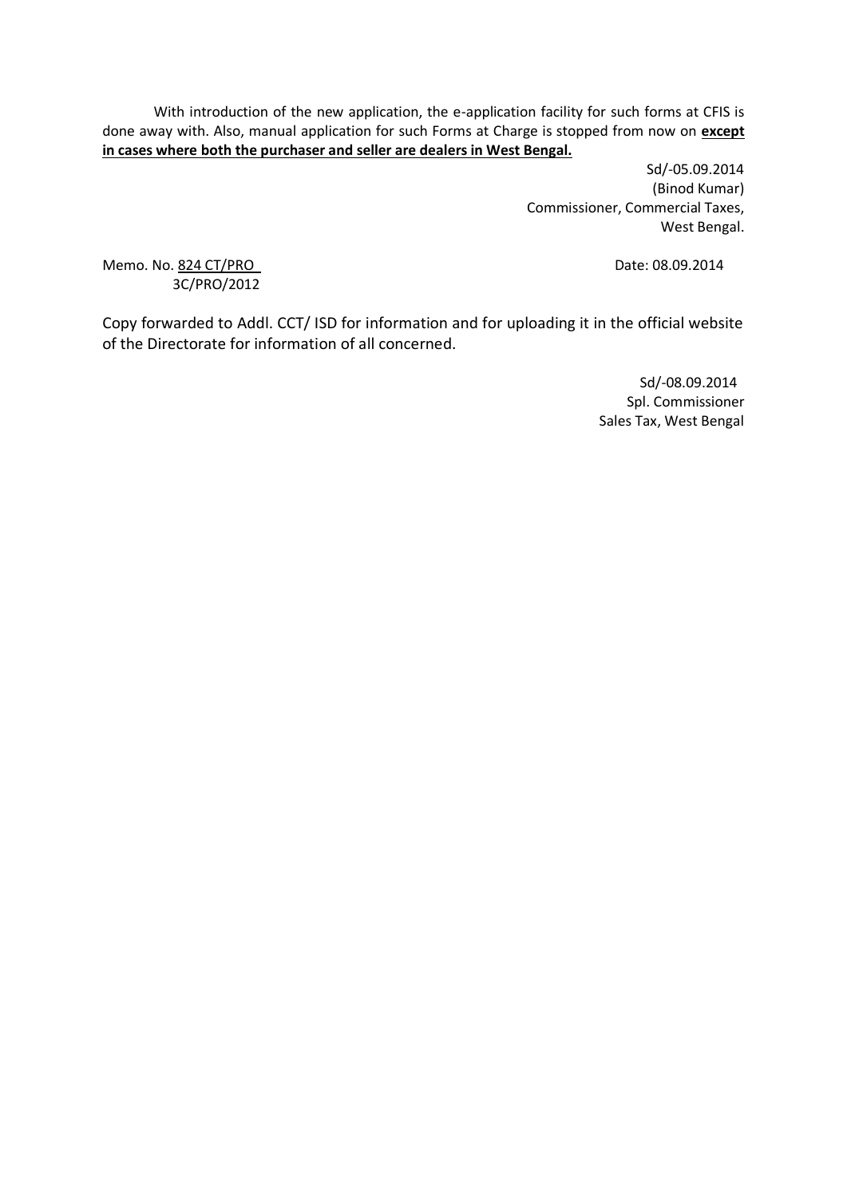With introduction of the new application, the e-application facility for such forms at CFIS is done away with. Also, manual application for such Forms at Charge is stopped from now on **except in cases where both the purchaser and seller are dealers in West Bengal.**

Sd/-05.09.2014
(Binod Kumar)
Commissioner, Commercial Taxes,
West Bengal.

Memo. No. 824 CT/PRO
3C/PRO/2012

Date: 08.09.2014

Copy forwarded to Addl. CCT/ ISD for information and for uploading it in the official website of the Directorate for information of all concerned.

Sd/-08.09.2014
Spl. Commissioner
Sales Tax, West Bengal